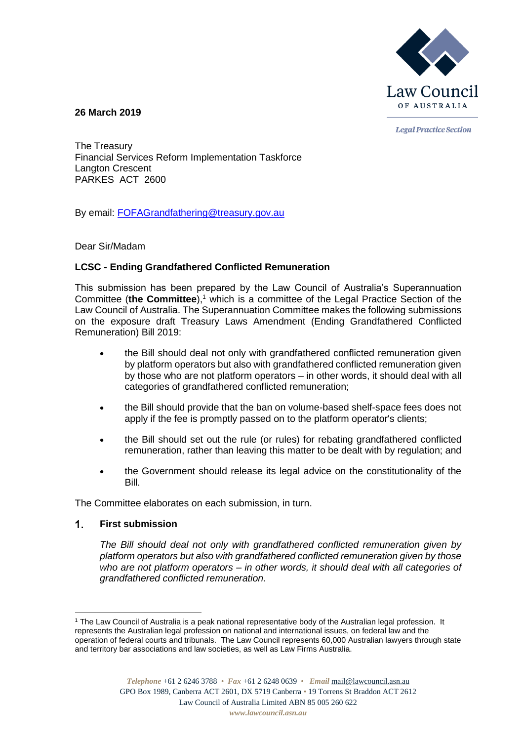**26 March 2019**

The Treasury
Financial Services Reform Implementation Taskforce
Langton Crescent
PARKES ACT 2600

By email: FOFAGrandfathering@treasury.gov.au

Dear Sir/Madam

**LCSC - Ending Grandfathered Conflicted Remuneration**

This submission has been prepared by the Law Council of Australia's Superannuation Committee (**the Committee**),[1] which is a committee of the Legal Practice Section of the Law Council of Australia. The Superannuation Committee makes the following submissions on the exposure draft Treasury Laws Amendment (Ending Grandfathered Conflicted Remuneration) Bill 2019:

- the Bill should deal not only with grandfathered conflicted remuneration given by platform operators but also with grandfathered conflicted remuneration given by those who are not platform operators – in other words, it should deal with all categories of grandfathered conflicted remuneration;
- the Bill should provide that the ban on volume-based shelf-space fees does not apply if the fee is promptly passed on to the platform operator's clients;
- the Bill should set out the rule (or rules) for rebating grandfathered conflicted remuneration, rather than leaving this matter to be dealt with by regulation; and
- the Government should release its legal advice on the constitutionality of the Bill.

The Committee elaborates on each submission, in turn.

## 1. First submission

*The Bill should deal not only with grandfathered conflicted remuneration given by platform operators but also with grandfathered conflicted remuneration given by those who are not platform operators – in other words, it should deal with all categories of grandfathered conflicted remuneration.*

[1] The Law Council of Australia is a peak national representative body of the Australian legal profession. It represents the Australian legal profession on national and international issues, on federal law and the operation of federal courts and tribunals. The Law Council represents 60,000 Australian lawyers through state and territory bar associations and law societies, as well as Law Firms Australia.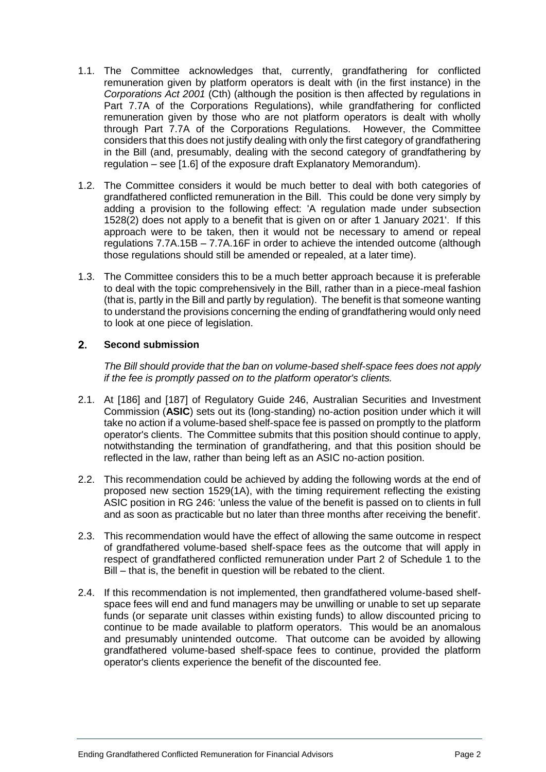1.1. The Committee acknowledges that, currently, grandfathering for conflicted remuneration given by platform operators is dealt with (in the first instance) in the *Corporations Act 2001* (Cth) (although the position is then affected by regulations in Part 7.7A of the Corporations Regulations), while grandfathering for conflicted remuneration given by those who are not platform operators is dealt with wholly through Part 7.7A of the Corporations Regulations. However, the Committee considers that this does not justify dealing with only the first category of grandfathering in the Bill (and, presumably, dealing with the second category of grandfathering by regulation – see [1.6] of the exposure draft Explanatory Memorandum).

1.2. The Committee considers it would be much better to deal with both categories of grandfathered conflicted remuneration in the Bill. This could be done very simply by adding a provision to the following effect: 'A regulation made under subsection 1528(2) does not apply to a benefit that is given on or after 1 January 2021'. If this approach were to be taken, then it would not be necessary to amend or repeal regulations 7.7A.15B – 7.7A.16F in order to achieve the intended outcome (although those regulations should still be amended or repealed, at a later time).

1.3. The Committee considers this to be a much better approach because it is preferable to deal with the topic comprehensively in the Bill, rather than in a piece-meal fashion (that is, partly in the Bill and partly by regulation). The benefit is that someone wanting to understand the provisions concerning the ending of grandfathering would only need to look at one piece of legislation.

## 2. Second submission

*The Bill should provide that the ban on volume-based shelf-space fees does not apply if the fee is promptly passed on to the platform operator's clients.*

2.1. At [186] and [187] of Regulatory Guide 246, Australian Securities and Investment Commission (**ASIC**) sets out its (long-standing) no-action position under which it will take no action if a volume-based shelf-space fee is passed on promptly to the platform operator's clients. The Committee submits that this position should continue to apply, notwithstanding the termination of grandfathering, and that this position should be reflected in the law, rather than being left as an ASIC no-action position.

2.2. This recommendation could be achieved by adding the following words at the end of proposed new section 1529(1A), with the timing requirement reflecting the existing ASIC position in RG 246: 'unless the value of the benefit is passed on to clients in full and as soon as practicable but no later than three months after receiving the benefit'.

2.3. This recommendation would have the effect of allowing the same outcome in respect of grandfathered volume-based shelf-space fees as the outcome that will apply in respect of grandfathered conflicted remuneration under Part 2 of Schedule 1 to the Bill – that is, the benefit in question will be rebated to the client.

2.4. If this recommendation is not implemented, then grandfathered volume-based shelf-space fees will end and fund managers may be unwilling or unable to set up separate funds (or separate unit classes within existing funds) to allow discounted pricing to continue to be made available to platform operators. This would be an anomalous and presumably unintended outcome. That outcome can be avoided by allowing grandfathered volume-based shelf-space fees to continue, provided the platform operator's clients experience the benefit of the discounted fee.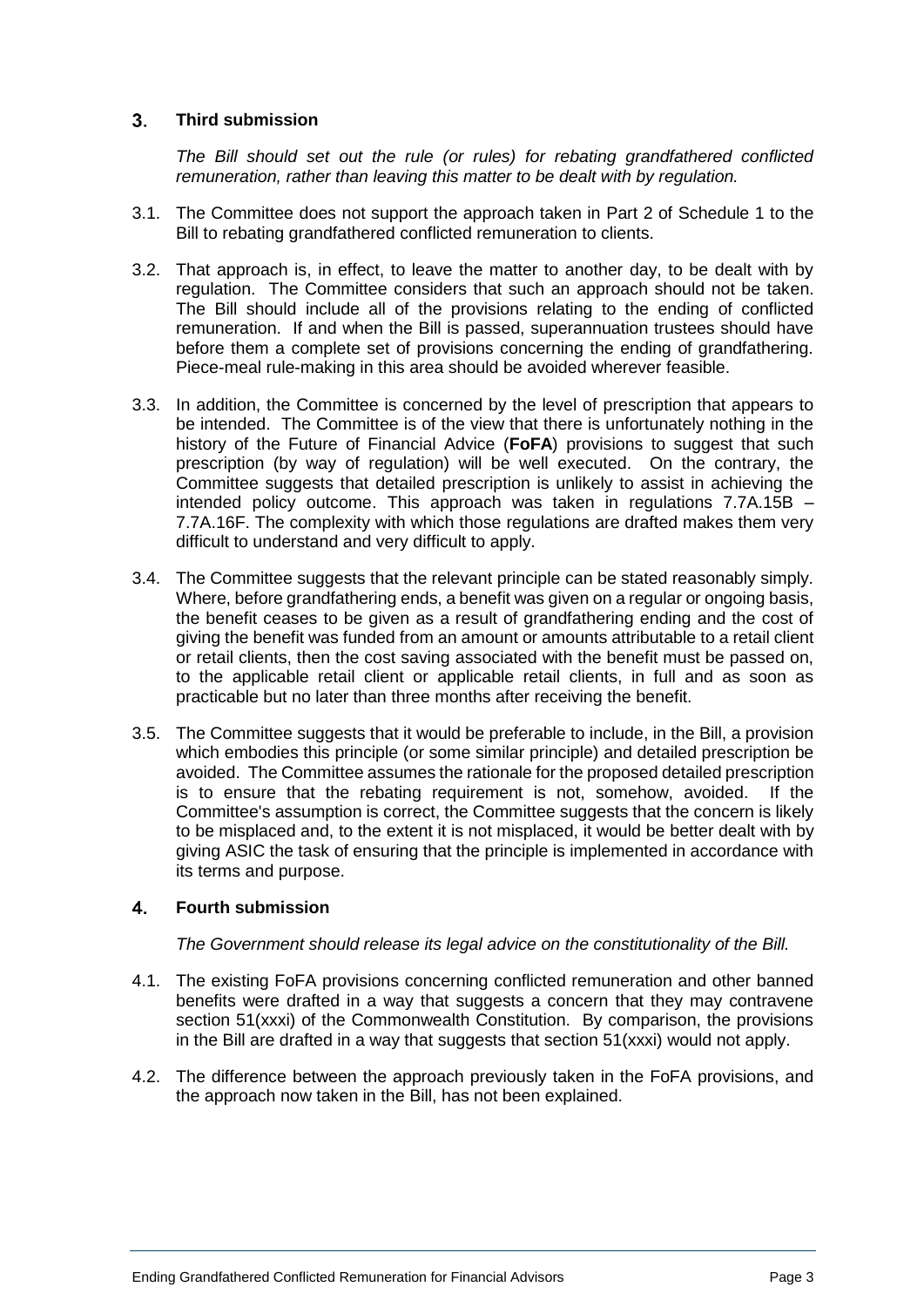## 3. Third submission

*The Bill should set out the rule (or rules) for rebating grandfathered conflicted remuneration, rather than leaving this matter to be dealt with by regulation.*

3.1. The Committee does not support the approach taken in Part 2 of Schedule 1 to the Bill to rebating grandfathered conflicted remuneration to clients.

3.2. That approach is, in effect, to leave the matter to another day, to be dealt with by regulation. The Committee considers that such an approach should not be taken. The Bill should include all of the provisions relating to the ending of conflicted remuneration. If and when the Bill is passed, superannuation trustees should have before them a complete set of provisions concerning the ending of grandfathering. Piece-meal rule-making in this area should be avoided wherever feasible.

3.3. In addition, the Committee is concerned by the level of prescription that appears to be intended. The Committee is of the view that there is unfortunately nothing in the history of the Future of Financial Advice (**FoFA**) provisions to suggest that such prescription (by way of regulation) will be well executed. On the contrary, the Committee suggests that detailed prescription is unlikely to assist in achieving the intended policy outcome. This approach was taken in regulations 7.7A.15B – 7.7A.16F. The complexity with which those regulations are drafted makes them very difficult to understand and very difficult to apply.

3.4. The Committee suggests that the relevant principle can be stated reasonably simply. Where, before grandfathering ends, a benefit was given on a regular or ongoing basis, the benefit ceases to be given as a result of grandfathering ending and the cost of giving the benefit was funded from an amount or amounts attributable to a retail client or retail clients, then the cost saving associated with the benefit must be passed on, to the applicable retail client or applicable retail clients, in full and as soon as practicable but no later than three months after receiving the benefit.

3.5. The Committee suggests that it would be preferable to include, in the Bill, a provision which embodies this principle (or some similar principle) and detailed prescription be avoided. The Committee assumes the rationale for the proposed detailed prescription is to ensure that the rebating requirement is not, somehow, avoided. If the Committee's assumption is correct, the Committee suggests that the concern is likely to be misplaced and, to the extent it is not misplaced, it would be better dealt with by giving ASIC the task of ensuring that the principle is implemented in accordance with its terms and purpose.

## 4. Fourth submission

*The Government should release its legal advice on the constitutionality of the Bill.*

4.1. The existing FoFA provisions concerning conflicted remuneration and other banned benefits were drafted in a way that suggests a concern that they may contravene section 51(xxxi) of the Commonwealth Constitution. By comparison, the provisions in the Bill are drafted in a way that suggests that section 51(xxxi) would not apply.

4.2. The difference between the approach previously taken in the FoFA provisions, and the approach now taken in the Bill, has not been explained.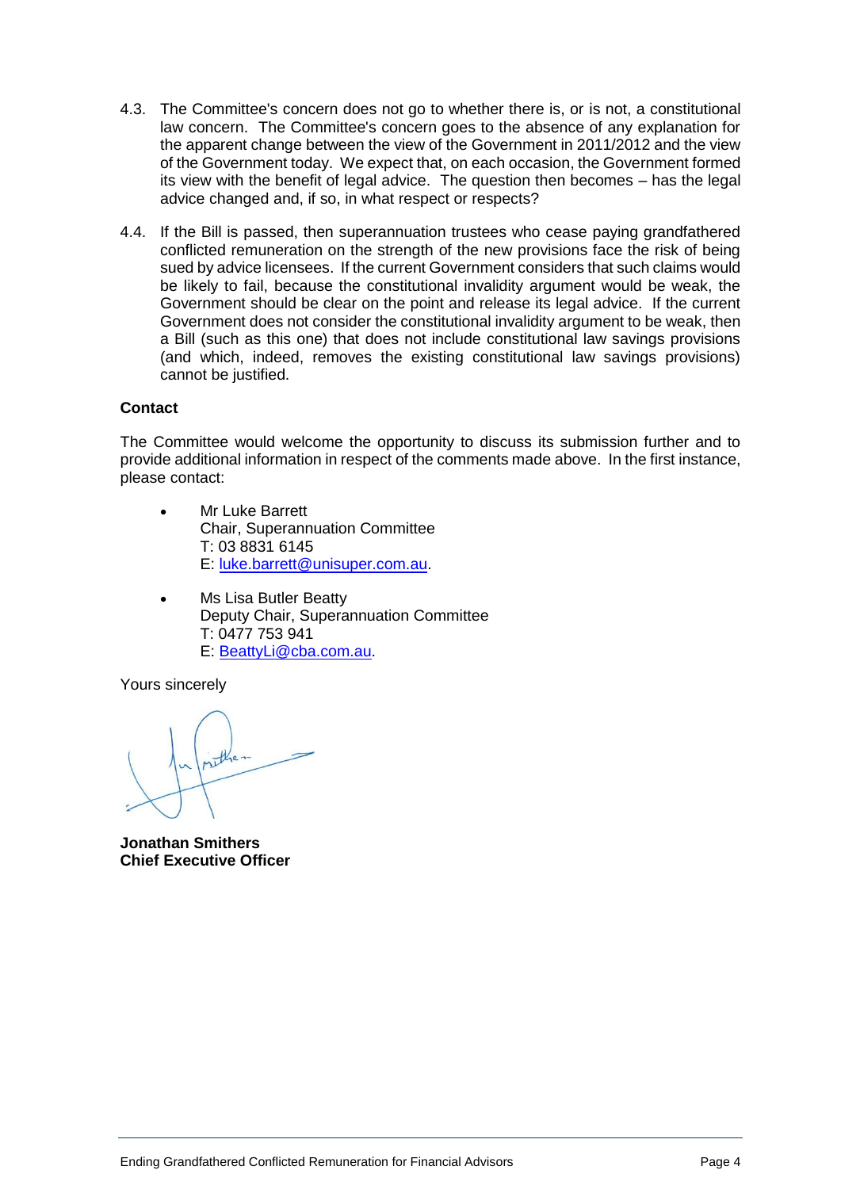4.3. The Committee's concern does not go to whether there is, or is not, a constitutional law concern. The Committee's concern goes to the absence of any explanation for the apparent change between the view of the Government in 2011/2012 and the view of the Government today. We expect that, on each occasion, the Government formed its view with the benefit of legal advice. The question then becomes – has the legal advice changed and, if so, in what respect or respects?

4.4. If the Bill is passed, then superannuation trustees who cease paying grandfathered conflicted remuneration on the strength of the new provisions face the risk of being sued by advice licensees. If the current Government considers that such claims would be likely to fail, because the constitutional invalidity argument would be weak, the Government should be clear on the point and release its legal advice. If the current Government does not consider the constitutional invalidity argument to be weak, then a Bill (such as this one) that does not include constitutional law savings provisions (and which, indeed, removes the existing constitutional law savings provisions) cannot be justified.

**Contact**

The Committee would welcome the opportunity to discuss its submission further and to provide additional information in respect of the comments made above. In the first instance, please contact:

- Mr Luke Barrett
  Chair, Superannuation Committee
  T: 03 8831 6145
  E: luke.barrett@unisuper.com.au.

- Ms Lisa Butler Beatty
  Deputy Chair, Superannuation Committee
  T: 0477 753 941
  E: BeattyLi@cba.com.au.

Yours sincerely

**Jonathan Smithers**
**Chief Executive Officer**